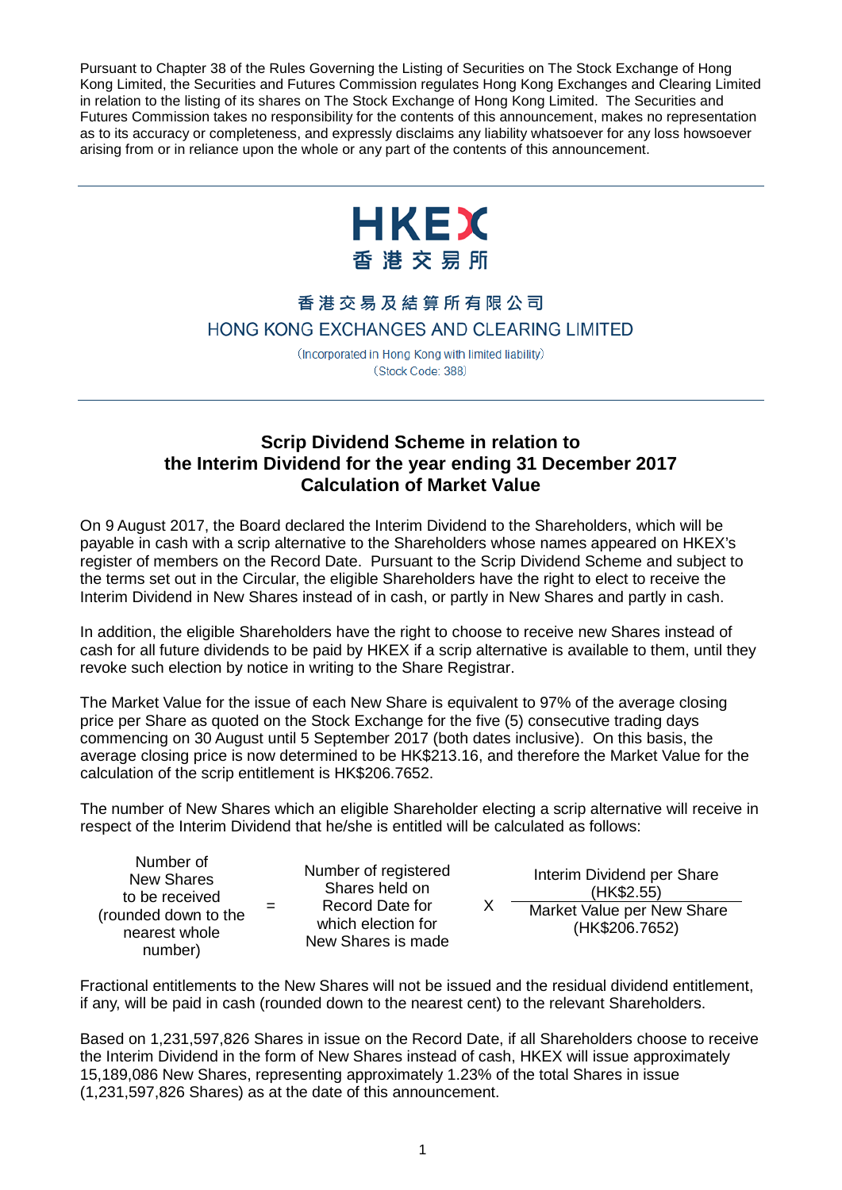Pursuant to Chapter 38 of the Rules Governing the Listing of Securities on The Stock Exchange of Hong Kong Limited, the Securities and Futures Commission regulates Hong Kong Exchanges and Clearing Limited in relation to the listing of its shares on The Stock Exchange of Hong Kong Limited. The Securities and Futures Commission takes no responsibility for the contents of this announcement, makes no representation as to its accuracy or completeness, and expressly disclaims any liability whatsoever for any loss howsoever arising from or in reliance upon the whole or any part of the contents of this announcement.

---

HKEX
香港交易所

香港交易及結算所有限公司
HONG KONG EXCHANGES AND CLEARING LIMITED

(Incorporated in Hong Kong with limited liability)
(Stock Code: 388)

---

# Scrip Dividend Scheme in relation to the Interim Dividend for the year ending 31 December 2017 Calculation of Market Value

On 9 August 2017, the Board declared the Interim Dividend to the Shareholders, which will be payable in cash with a scrip alternative to the Shareholders whose names appeared on HKEX's register of members on the Record Date. Pursuant to the Scrip Dividend Scheme and subject to the terms set out in the Circular, the eligible Shareholders have the right to elect to receive the Interim Dividend in New Shares instead of in cash, or partly in New Shares and partly in cash.

In addition, the eligible Shareholders have the right to choose to receive new Shares instead of cash for all future dividends to be paid by HKEX if a scrip alternative is available to them, until they revoke such election by notice in writing to the Share Registrar.

The Market Value for the issue of each New Share is equivalent to 97% of the average closing price per Share as quoted on the Stock Exchange for the five (5) consecutive trading days commencing on 30 August until 5 September 2017 (both dates inclusive). On this basis, the average closing price is now determined to be HK$213.16, and therefore the Market Value for the calculation of the scrip entitlement is HK$206.7652.

The number of New Shares which an eligible Shareholder electing a scrip alternative will receive in respect of the Interim Dividend that he/she is entitled will be calculated as follows:

$$\text{Number of New Shares to be received (rounded down to the nearest whole number)} = \text{Number of registered Shares held on Record Date for which election for New Shares is made} \times \frac{\text{Interim Dividend per Share (HK\$2.55)}}{\text{Market Value per New Share (HK\$206.7652)}}$$

Fractional entitlements to the New Shares will not be issued and the residual dividend entitlement, if any, will be paid in cash (rounded down to the nearest cent) to the relevant Shareholders.

Based on 1,231,597,826 Shares in issue on the Record Date, if all Shareholders choose to receive the Interim Dividend in the form of New Shares instead of cash, HKEX will issue approximately 15,189,086 New Shares, representing approximately 1.23% of the total Shares in issue (1,231,597,826 Shares) as at the date of this announcement.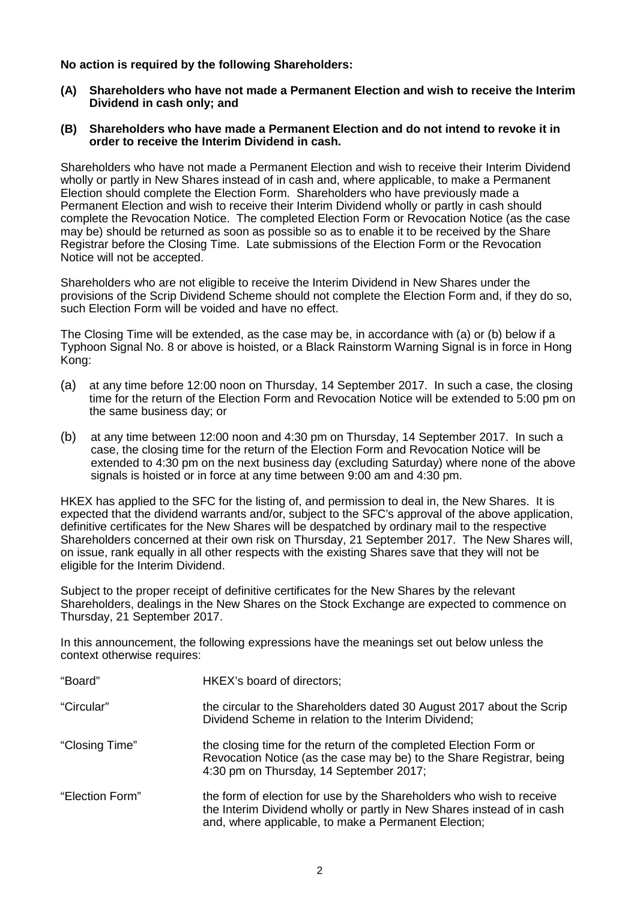**No action is required by the following Shareholders:**

**(A) Shareholders who have not made a Permanent Election and wish to receive the Interim Dividend in cash only; and**

**(B) Shareholders who have made a Permanent Election and do not intend to revoke it in order to receive the Interim Dividend in cash.**

Shareholders who have not made a Permanent Election and wish to receive their Interim Dividend wholly or partly in New Shares instead of in cash and, where applicable, to make a Permanent Election should complete the Election Form. Shareholders who have previously made a Permanent Election and wish to receive their Interim Dividend wholly or partly in cash should complete the Revocation Notice. The completed Election Form or Revocation Notice (as the case may be) should be returned as soon as possible so as to enable it to be received by the Share Registrar before the Closing Time. Late submissions of the Election Form or the Revocation Notice will not be accepted.

Shareholders who are not eligible to receive the Interim Dividend in New Shares under the provisions of the Scrip Dividend Scheme should not complete the Election Form and, if they do so, such Election Form will be voided and have no effect.

The Closing Time will be extended, as the case may be, in accordance with (a) or (b) below if a Typhoon Signal No. 8 or above is hoisted, or a Black Rainstorm Warning Signal is in force in Hong Kong:

(a) at any time before 12:00 noon on Thursday, 14 September 2017. In such a case, the closing time for the return of the Election Form and Revocation Notice will be extended to 5:00 pm on the same business day; or

(b) at any time between 12:00 noon and 4:30 pm on Thursday, 14 September 2017. In such a case, the closing time for the return of the Election Form and Revocation Notice will be extended to 4:30 pm on the next business day (excluding Saturday) where none of the above signals is hoisted or in force at any time between 9:00 am and 4:30 pm.

HKEX has applied to the SFC for the listing of, and permission to deal in, the New Shares. It is expected that the dividend warrants and/or, subject to the SFC's approval of the above application, definitive certificates for the New Shares will be despatched by ordinary mail to the respective Shareholders concerned at their own risk on Thursday, 21 September 2017. The New Shares will, on issue, rank equally in all other respects with the existing Shares save that they will not be eligible for the Interim Dividend.

Subject to the proper receipt of definitive certificates for the New Shares by the relevant Shareholders, dealings in the New Shares on the Stock Exchange are expected to commence on Thursday, 21 September 2017.

In this announcement, the following expressions have the meanings set out below unless the context otherwise requires:

| | |
|---|---|
| "Board" | HKEX's board of directors; |
| "Circular" | the circular to the Shareholders dated 30 August 2017 about the Scrip Dividend Scheme in relation to the Interim Dividend; |
| "Closing Time" | the closing time for the return of the completed Election Form or Revocation Notice (as the case may be) to the Share Registrar, being 4:30 pm on Thursday, 14 September 2017; |
| "Election Form" | the form of election for use by the Shareholders who wish to receive the Interim Dividend wholly or partly in New Shares instead of in cash and, where applicable, to make a Permanent Election; |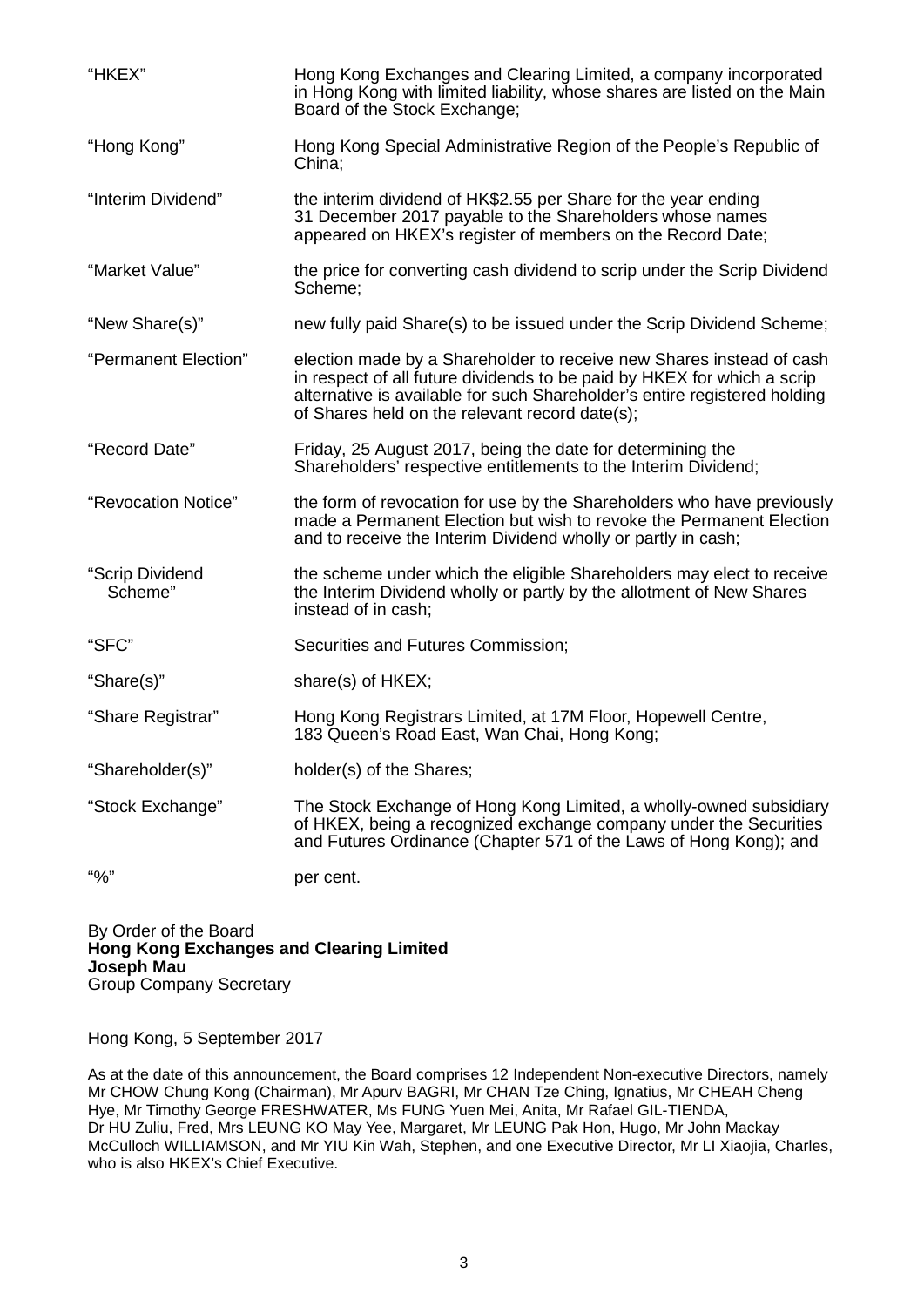| | |
|---|---|
| "HKEX" | Hong Kong Exchanges and Clearing Limited, a company incorporated in Hong Kong with limited liability, whose shares are listed on the Main Board of the Stock Exchange; |
| "Hong Kong" | Hong Kong Special Administrative Region of the People's Republic of China; |
| "Interim Dividend" | the interim dividend of HK$2.55 per Share for the year ending 31 December 2017 payable to the Shareholders whose names appeared on HKEX's register of members on the Record Date; |
| "Market Value" | the price for converting cash dividend to scrip under the Scrip Dividend Scheme; |
| "New Share(s)" | new fully paid Share(s) to be issued under the Scrip Dividend Scheme; |
| "Permanent Election" | election made by a Shareholder to receive new Shares instead of cash in respect of all future dividends to be paid by HKEX for which a scrip alternative is available for such Shareholder's entire registered holding of Shares held on the relevant record date(s); |
| "Record Date" | Friday, 25 August 2017, being the date for determining the Shareholders' respective entitlements to the Interim Dividend; |
| "Revocation Notice" | the form of revocation for use by the Shareholders who have previously made a Permanent Election but wish to revoke the Permanent Election and to receive the Interim Dividend wholly or partly in cash; |
| "Scrip Dividend Scheme" | the scheme under which the eligible Shareholders may elect to receive the Interim Dividend wholly or partly by the allotment of New Shares instead of in cash; |
| "SFC" | Securities and Futures Commission; |
| "Share(s)" | share(s) of HKEX; |
| "Share Registrar" | Hong Kong Registrars Limited, at 17M Floor, Hopewell Centre, 183 Queen's Road East, Wan Chai, Hong Kong; |
| "Shareholder(s)" | holder(s) of the Shares; |
| "Stock Exchange" | The Stock Exchange of Hong Kong Limited, a wholly-owned subsidiary of HKEX, being a recognized exchange company under the Securities and Futures Ordinance (Chapter 571 of the Laws of Hong Kong); and |
| "%" | per cent. |

By Order of the Board
**Hong Kong Exchanges and Clearing Limited**
**Joseph Mau**
Group Company Secretary

Hong Kong, 5 September 2017

As at the date of this announcement, the Board comprises 12 Independent Non-executive Directors, namely Mr CHOW Chung Kong (Chairman), Mr Apurv BAGRI, Mr CHAN Tze Ching, Ignatius, Mr CHEAH Cheng Hye, Mr Timothy George FRESHWATER, Ms FUNG Yuen Mei, Anita, Mr Rafael GIL-TIENDA, Dr HU Zuliu, Fred, Mrs LEUNG KO May Yee, Margaret, Mr LEUNG Pak Hon, Hugo, Mr John Mackay McCulloch WILLIAMSON, and Mr YIU Kin Wah, Stephen, and one Executive Director, Mr LI Xiaojia, Charles, who is also HKEX's Chief Executive.